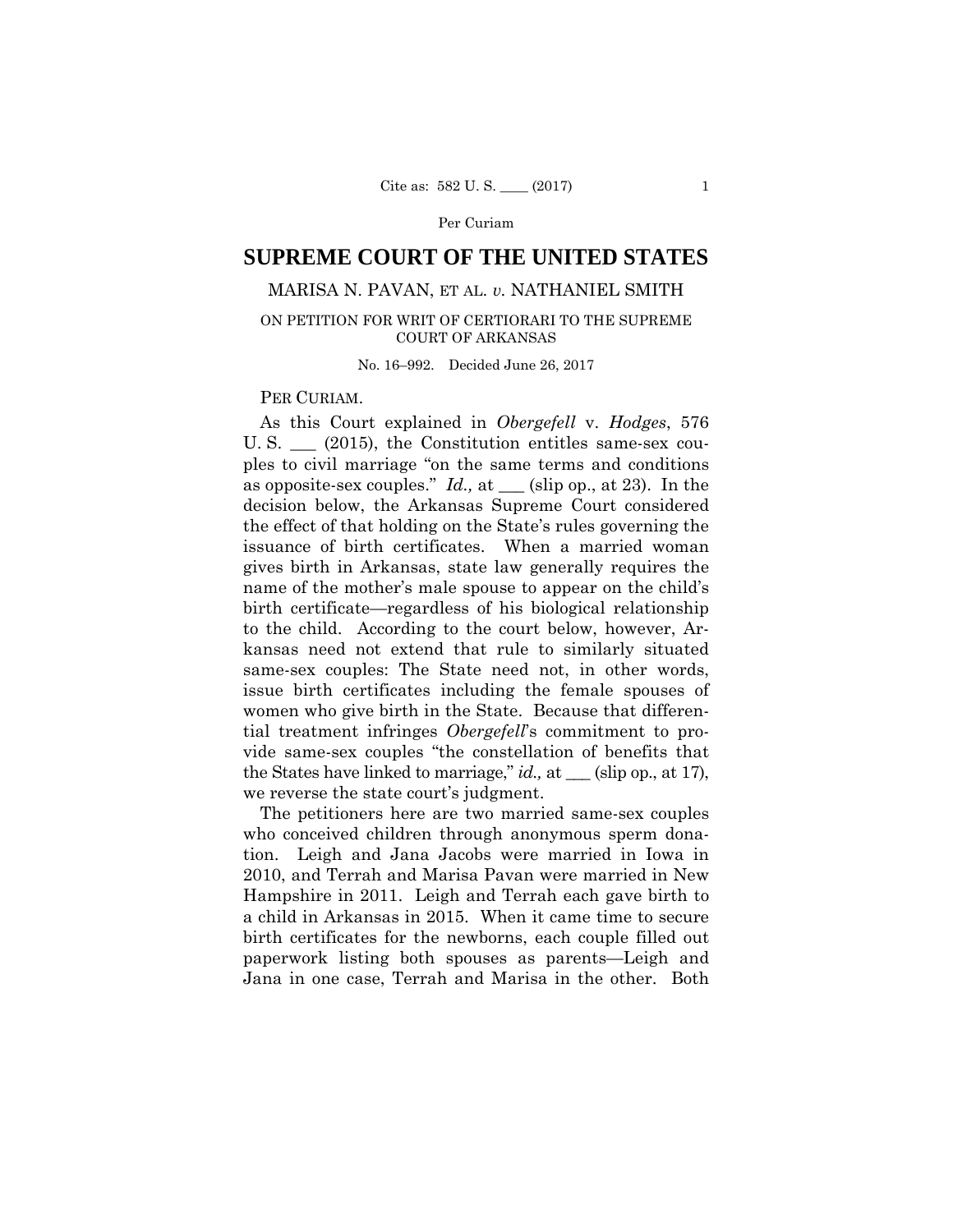# SUPREME COURT OF THE UNITED STATES

MARISA N. PAVAN, ET AL. *v.* NATHANIEL SMITH

ON PETITION FOR WRIT OF CERTIORARI TO THE SUPREME COURT OF ARKANSAS

No. 16–992. Decided June 26, 2017

PER CURIAM.

As this Court explained in *Obergefell* v. *Hodges*, 576 U. S. ___ (2015), the Constitution entitles same-sex couples to civil marriage "on the same terms and conditions as opposite-sex couples." *Id.,* at ___ (slip op., at 23). In the decision below, the Arkansas Supreme Court considered the effect of that holding on the State's rules governing the issuance of birth certificates. When a married woman gives birth in Arkansas, state law generally requires the name of the mother's male spouse to appear on the child's birth certificate—regardless of his biological relationship to the child. According to the court below, however, Arkansas need not extend that rule to similarly situated same-sex couples: The State need not, in other words, issue birth certificates including the female spouses of women who give birth in the State. Because that differential treatment infringes *Obergefell*'s commitment to provide same-sex couples "the constellation of benefits that the States have linked to marriage," *id.,* at ___ (slip op., at 17), we reverse the state court's judgment.

The petitioners here are two married same-sex couples who conceived children through anonymous sperm donation. Leigh and Jana Jacobs were married in Iowa in 2010, and Terrah and Marisa Pavan were married in New Hampshire in 2011. Leigh and Terrah each gave birth to a child in Arkansas in 2015. When it came time to secure birth certificates for the newborns, each couple filled out paperwork listing both spouses as parents—Leigh and Jana in one case, Terrah and Marisa in the other. Both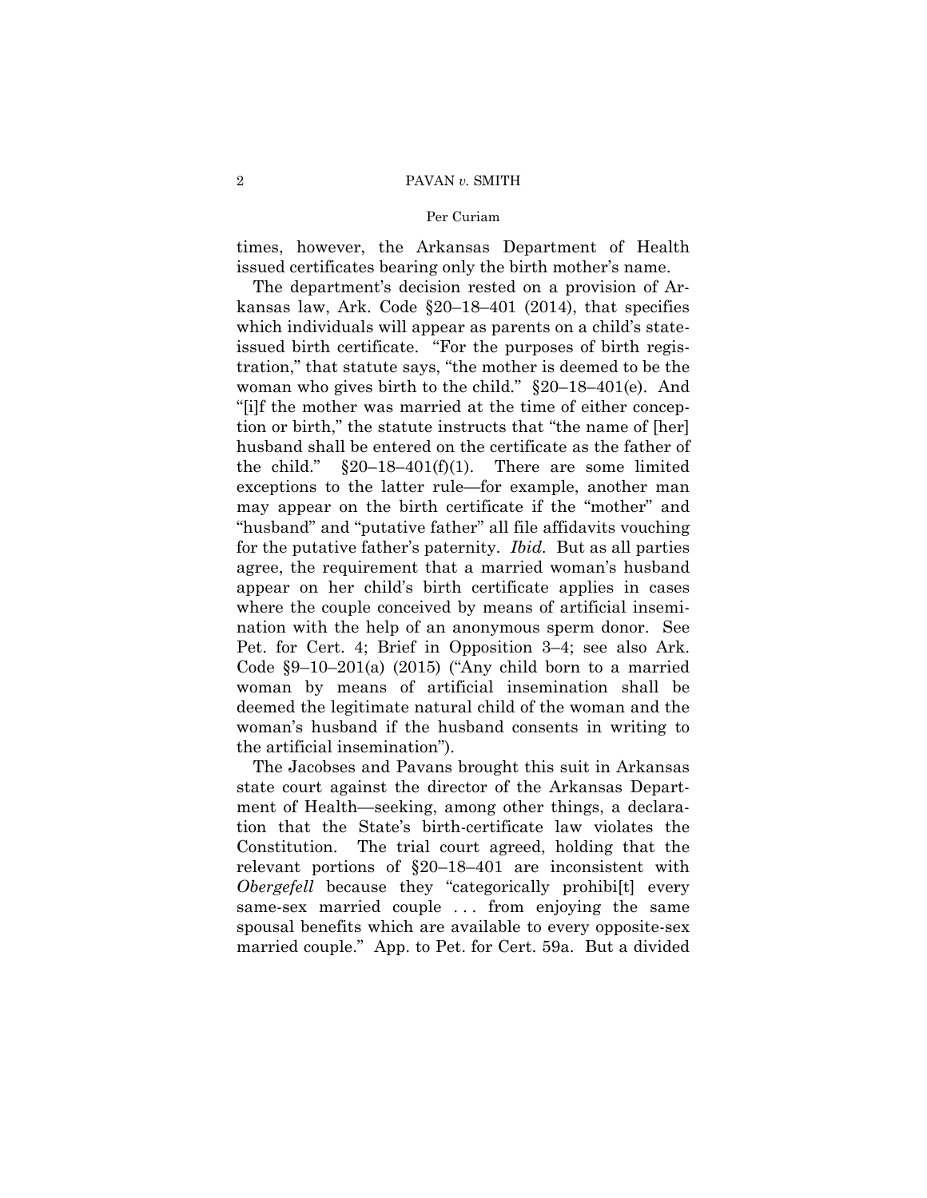times, however, the Arkansas Department of Health issued certificates bearing only the birth mother's name.

The department's decision rested on a provision of Arkansas law, Ark. Code §20–18–401 (2014), that specifies which individuals will appear as parents on a child's state-issued birth certificate. "For the purposes of birth registration," that statute says, "the mother is deemed to be the woman who gives birth to the child." §20–18–401(e). And "[i]f the mother was married at the time of either conception or birth," the statute instructs that "the name of [her] husband shall be entered on the certificate as the father of the child." §20–18–401(f)(1). There are some limited exceptions to the latter rule—for example, another man may appear on the birth certificate if the "mother" and "husband" and "putative father" all file affidavits vouching for the putative father's paternity. *Ibid.* But as all parties agree, the requirement that a married woman's husband appear on her child's birth certificate applies in cases where the couple conceived by means of artificial insemination with the help of an anonymous sperm donor. See Pet. for Cert. 4; Brief in Opposition 3–4; see also Ark. Code §9–10–201(a) (2015) ("Any child born to a married woman by means of artificial insemination shall be deemed the legitimate natural child of the woman and the woman's husband if the husband consents in writing to the artificial insemination").

The Jacobses and Pavans brought this suit in Arkansas state court against the director of the Arkansas Department of Health—seeking, among other things, a declaration that the State's birth-certificate law violates the Constitution. The trial court agreed, holding that the relevant portions of §20–18–401 are inconsistent with *Obergefell* because they "categorically prohibi[t] every same-sex married couple . . . from enjoying the same spousal benefits which are available to every opposite-sex married couple." App. to Pet. for Cert. 59a. But a divided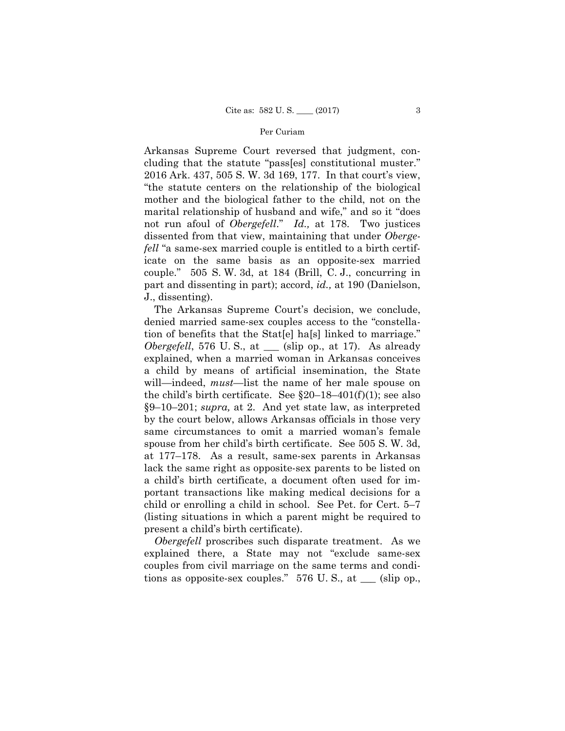Arkansas Supreme Court reversed that judgment, concluding that the statute "pass[es] constitutional muster." 2016 Ark. 437, 505 S. W. 3d 169, 177. In that court's view, "the statute centers on the relationship of the biological mother and the biological father to the child, not on the marital relationship of husband and wife," and so it "does not run afoul of *Obergefell*." *Id.,* at 178. Two justices dissented from that view, maintaining that under *Obergefell* "a same-sex married couple is entitled to a birth certificate on the same basis as an opposite-sex married couple." 505 S. W. 3d, at 184 (Brill, C. J., concurring in part and dissenting in part); accord, *id.,* at 190 (Danielson, J., dissenting).

The Arkansas Supreme Court's decision, we conclude, denied married same-sex couples access to the "constellation of benefits that the Stat[e] ha[s] linked to marriage." *Obergefell*, 576 U. S., at ___ (slip op., at 17). As already explained, when a married woman in Arkansas conceives a child by means of artificial insemination, the State will—indeed, *must*—list the name of her male spouse on the child's birth certificate. See §20–18–401(f)(1); see also §9–10–201; *supra,* at 2. And yet state law, as interpreted by the court below, allows Arkansas officials in those very same circumstances to omit a married woman's female spouse from her child's birth certificate. See 505 S. W. 3d, at 177–178. As a result, same-sex parents in Arkansas lack the same right as opposite-sex parents to be listed on a child's birth certificate, a document often used for important transactions like making medical decisions for a child or enrolling a child in school. See Pet. for Cert. 5–7 (listing situations in which a parent might be required to present a child's birth certificate).

*Obergefell* proscribes such disparate treatment. As we explained there, a State may not "exclude same-sex couples from civil marriage on the same terms and conditions as opposite-sex couples." 576 U. S., at ___ (slip op.,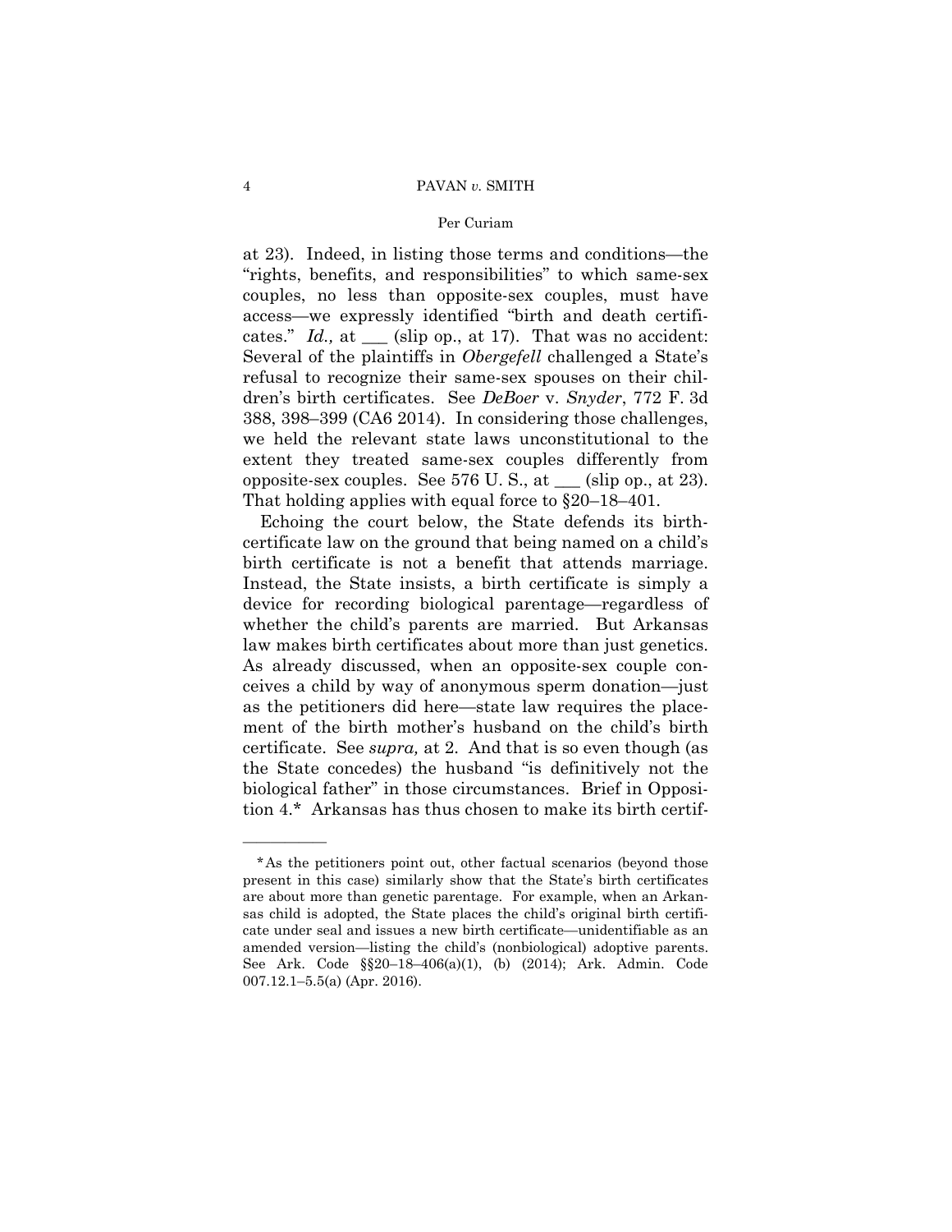at 23). Indeed, in listing those terms and conditions—the "rights, benefits, and responsibilities" to which same-sex couples, no less than opposite-sex couples, must have access—we expressly identified "birth and death certificates." *Id.,* at ___ (slip op., at 17). That was no accident: Several of the plaintiffs in *Obergefell* challenged a State's refusal to recognize their same-sex spouses on their children's birth certificates. See *DeBoer* v. *Snyder*, 772 F. 3d 388, 398–399 (CA6 2014). In considering those challenges, we held the relevant state laws unconstitutional to the extent they treated same-sex couples differently from opposite-sex couples. See 576 U. S., at ___ (slip op., at 23). That holding applies with equal force to §20–18–401.

Echoing the court below, the State defends its birth-certificate law on the ground that being named on a child's birth certificate is not a benefit that attends marriage. Instead, the State insists, a birth certificate is simply a device for recording biological parentage—regardless of whether the child's parents are married. But Arkansas law makes birth certificates about more than just genetics. As already discussed, when an opposite-sex couple conceives a child by way of anonymous sperm donation—just as the petitioners did here—state law requires the placement of the birth mother's husband on the child's birth certificate. See *supra,* at 2. And that is so even though (as the State concedes) the husband "is definitively not the biological father" in those circumstances. Brief in Opposition 4.* Arkansas has thus chosen to make its birth certif-

---

*As the petitioners point out, other factual scenarios (beyond those present in this case) similarly show that the State's birth certificates are about more than genetic parentage. For example, when an Arkansas child is adopted, the State places the child's original birth certificate under seal and issues a new birth certificate—unidentifiable as an amended version—listing the child's (nonbiological) adoptive parents. See Ark. Code §§20–18–406(a)(1), (b) (2014); Ark. Admin. Code 007.12.1–5.5(a) (Apr. 2016).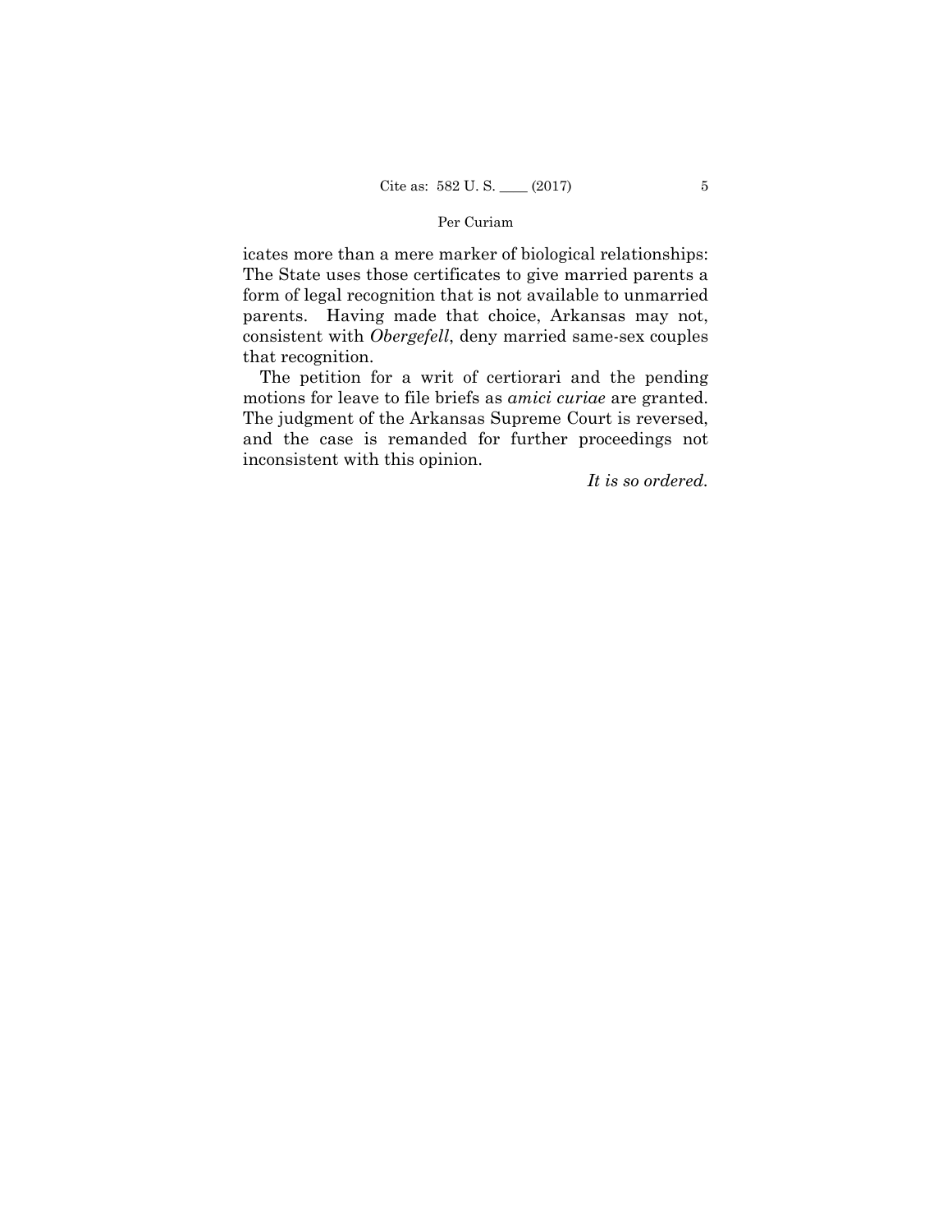icates more than a mere marker of biological relationships: The State uses those certificates to give married parents a form of legal recognition that is not available to unmarried parents. Having made that choice, Arkansas may not, consistent with *Obergefell*, deny married same-sex couples that recognition.

The petition for a writ of certiorari and the pending motions for leave to file briefs as *amici curiae* are granted. The judgment of the Arkansas Supreme Court is reversed, and the case is remanded for further proceedings not inconsistent with this opinion.

*It is so ordered.*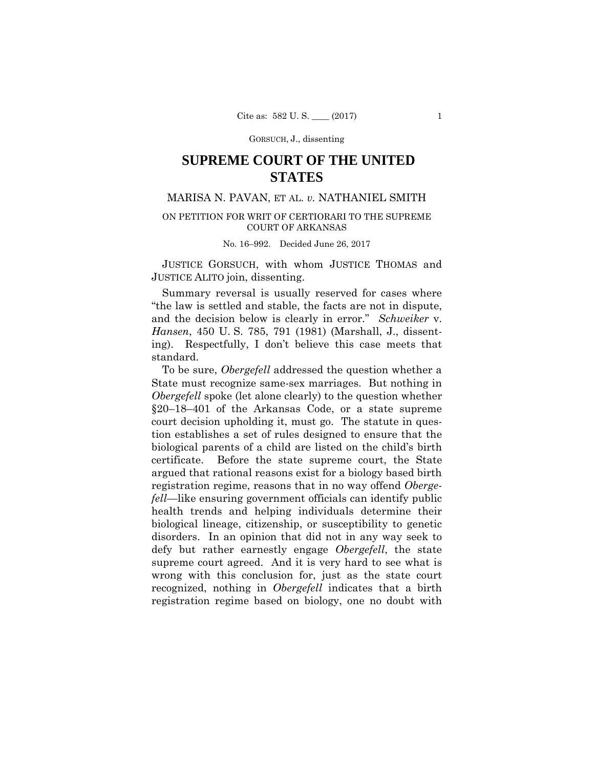GORSUCH, J., dissenting

# SUPREME COURT OF THE UNITED STATES

MARISA N. PAVAN, ET AL. *v.* NATHANIEL SMITH

ON PETITION FOR WRIT OF CERTIORARI TO THE SUPREME COURT OF ARKANSAS

No. 16–992. Decided June 26, 2017

JUSTICE GORSUCH, with whom JUSTICE THOMAS and JUSTICE ALITO join, dissenting.

Summary reversal is usually reserved for cases where "the law is settled and stable, the facts are not in dispute, and the decision below is clearly in error." *Schweiker* v. *Hansen*, 450 U. S. 785, 791 (1981) (Marshall, J., dissenting). Respectfully, I don't believe this case meets that standard.

To be sure, *Obergefell* addressed the question whether a State must recognize same-sex marriages. But nothing in *Obergefell* spoke (let alone clearly) to the question whether §20–18–401 of the Arkansas Code, or a state supreme court decision upholding it, must go. The statute in question establishes a set of rules designed to ensure that the biological parents of a child are listed on the child's birth certificate. Before the state supreme court, the State argued that rational reasons exist for a biology based birth registration regime, reasons that in no way offend *Obergefell*—like ensuring government officials can identify public health trends and helping individuals determine their biological lineage, citizenship, or susceptibility to genetic disorders. In an opinion that did not in any way seek to defy but rather earnestly engage *Obergefell*, the state supreme court agreed. And it is very hard to see what is wrong with this conclusion for, just as the state court recognized, nothing in *Obergefell* indicates that a birth registration regime based on biology, one no doubt with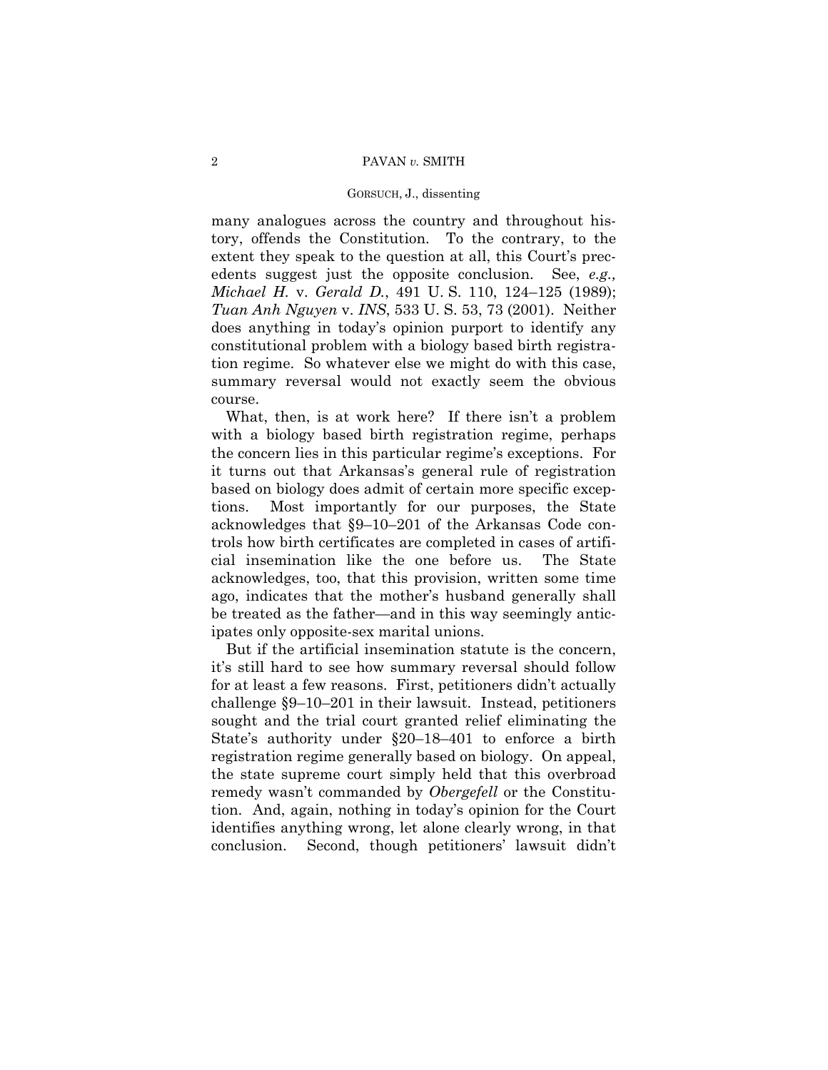many analogues across the country and throughout history, offends the Constitution. To the contrary, to the extent they speak to the question at all, this Court's precedents suggest just the opposite conclusion. See, *e.g., Michael H.* v. *Gerald D.*, 491 U. S. 110, 124–125 (1989); *Tuan Anh Nguyen* v. *INS*, 533 U. S. 53, 73 (2001). Neither does anything in today's opinion purport to identify any constitutional problem with a biology based birth registration regime. So whatever else we might do with this case, summary reversal would not exactly seem the obvious course.

What, then, is at work here? If there isn't a problem with a biology based birth registration regime, perhaps the concern lies in this particular regime's exceptions. For it turns out that Arkansas's general rule of registration based on biology does admit of certain more specific exceptions. Most importantly for our purposes, the State acknowledges that §9–10–201 of the Arkansas Code controls how birth certificates are completed in cases of artificial insemination like the one before us. The State acknowledges, too, that this provision, written some time ago, indicates that the mother's husband generally shall be treated as the father—and in this way seemingly anticipates only opposite-sex marital unions.

But if the artificial insemination statute is the concern, it's still hard to see how summary reversal should follow for at least a few reasons. First, petitioners didn't actually challenge §9–10–201 in their lawsuit. Instead, petitioners sought and the trial court granted relief eliminating the State's authority under §20–18–401 to enforce a birth registration regime generally based on biology. On appeal, the state supreme court simply held that this overbroad remedy wasn't commanded by *Obergefell* or the Constitution. And, again, nothing in today's opinion for the Court identifies anything wrong, let alone clearly wrong, in that conclusion. Second, though petitioners' lawsuit didn't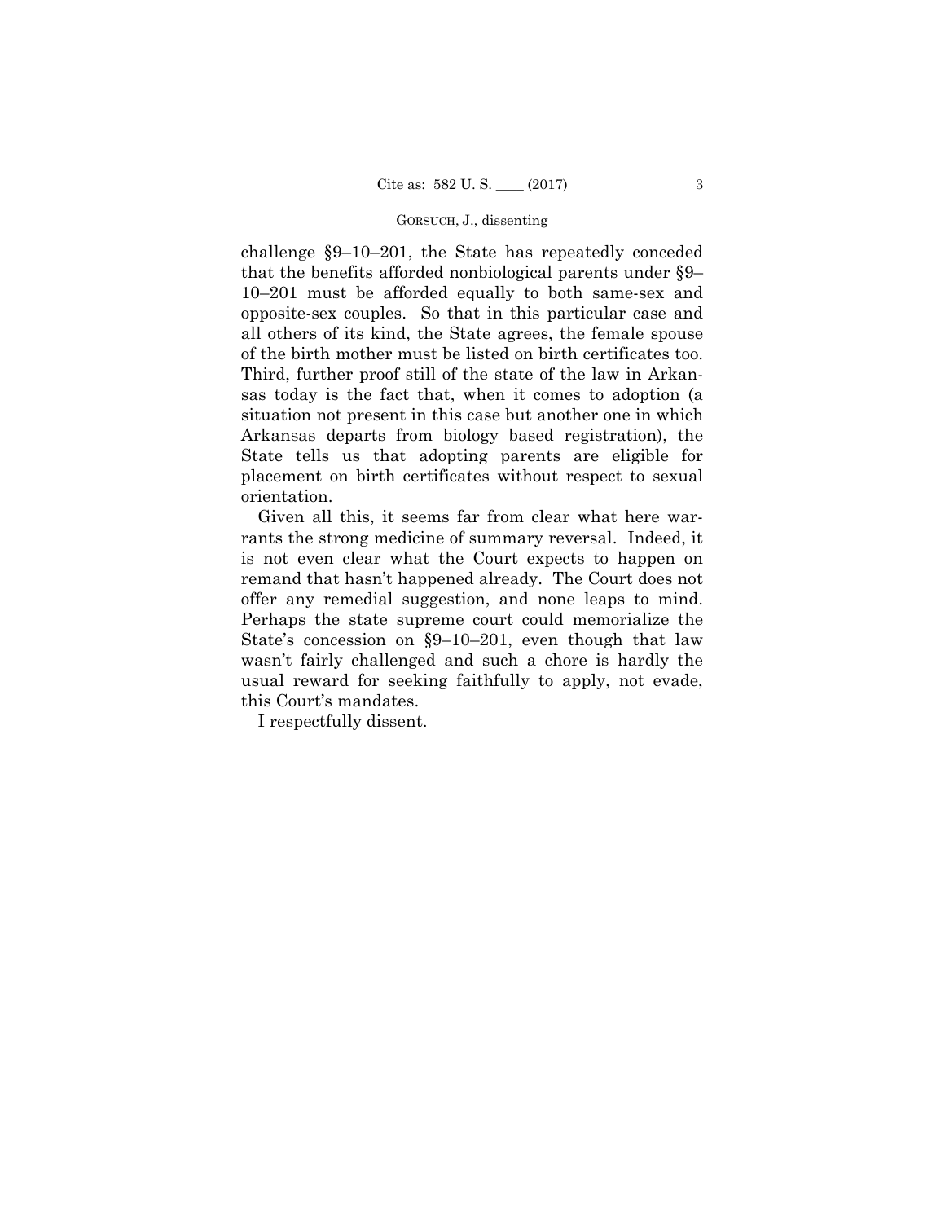challenge §9–10–201, the State has repeatedly conceded that the benefits afforded nonbiological parents under §9–10–201 must be afforded equally to both same-sex and opposite-sex couples. So that in this particular case and all others of its kind, the State agrees, the female spouse of the birth mother must be listed on birth certificates too. Third, further proof still of the state of the law in Arkansas today is the fact that, when it comes to adoption (a situation not present in this case but another one in which Arkansas departs from biology based registration), the State tells us that adopting parents are eligible for placement on birth certificates without respect to sexual orientation.

Given all this, it seems far from clear what here warrants the strong medicine of summary reversal. Indeed, it is not even clear what the Court expects to happen on remand that hasn't happened already. The Court does not offer any remedial suggestion, and none leaps to mind. Perhaps the state supreme court could memorialize the State's concession on §9–10–201, even though that law wasn't fairly challenged and such a chore is hardly the usual reward for seeking faithfully to apply, not evade, this Court's mandates.

I respectfully dissent.